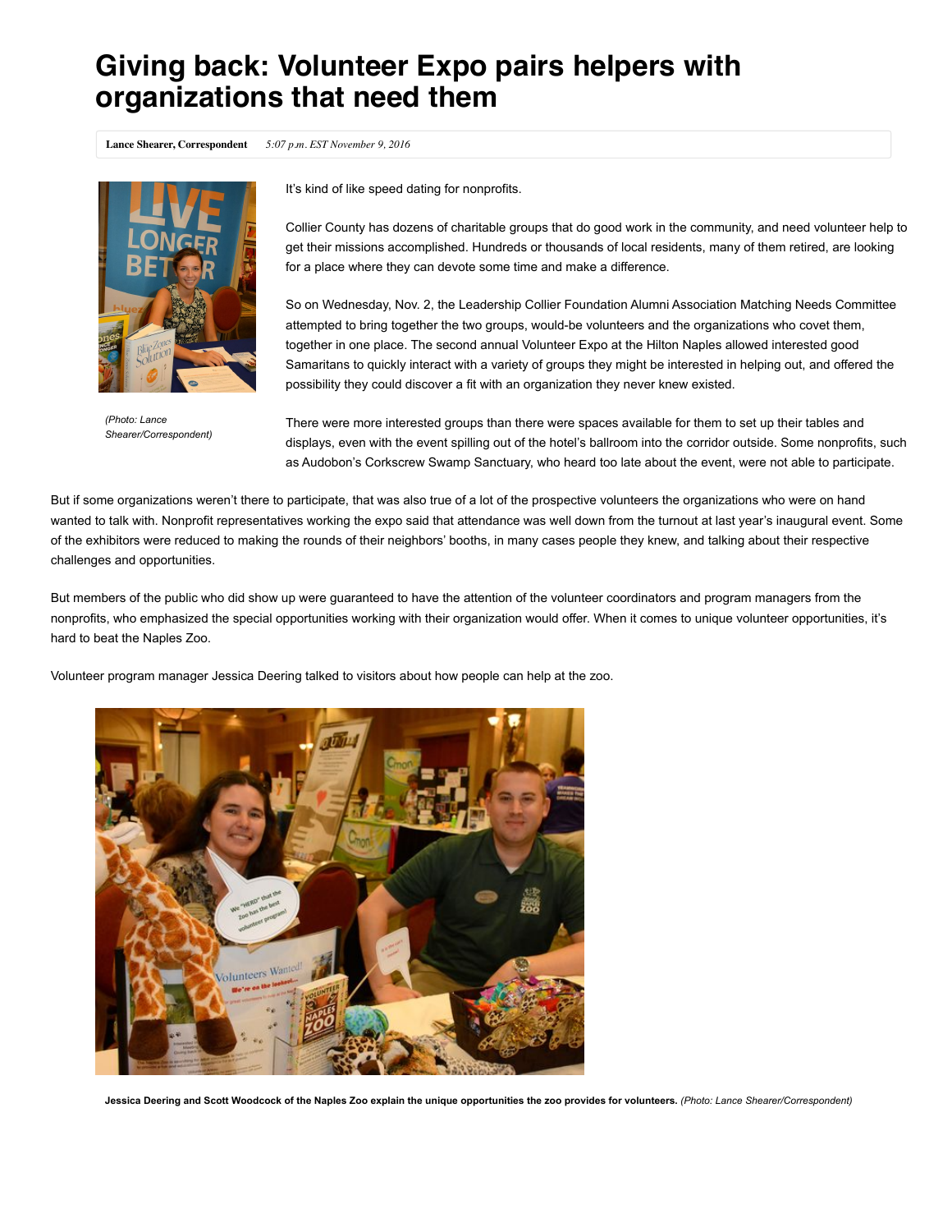# Giving back: Volunteer Expo pairs helpers with organizations that need them

**Lance Shearer, Correspondent** *5:07 p.m. EST November 9, 2016*

*(Photo: Lance Shearer/Correspondent)*

It's kind of like speed dating for nonprofits.

Collier County has dozens of charitable groups that do good work in the community, and need volunteer help to get their missions accomplished. Hundreds or thousands of local residents, many of them retired, are looking for a place where they can devote some time and make a difference.

So on Wednesday, Nov. 2, the Leadership Collier Foundation Alumni Association Matching Needs Committee attempted to bring together the two groups, would-be volunteers and the organizations who covet them, together in one place. The second annual Volunteer Expo at the Hilton Naples allowed interested good Samaritans to quickly interact with a variety of groups they might be interested in helping out, and offered the possibility they could discover a fit with an organization they never knew existed.

There were more interested groups than there were spaces available for them to set up their tables and displays, even with the event spilling out of the hotel's ballroom into the corridor outside. Some nonprofits, such as Audobon's Corkscrew Swamp Sanctuary, who heard too late about the event, were not able to participate.

But if some organizations weren't there to participate, that was also true of a lot of the prospective volunteers the organizations who were on hand wanted to talk with. Nonprofit representatives working the expo said that attendance was well down from the turnout at last year's inaugural event. Some of the exhibitors were reduced to making the rounds of their neighbors' booths, in many cases people they knew, and talking about their respective challenges and opportunities.

But members of the public who did show up were guaranteed to have the attention of the volunteer coordinators and program managers from the nonprofits, who emphasized the special opportunities working with their organization would offer. When it comes to unique volunteer opportunities, it's hard to beat the Naples Zoo.

Volunteer program manager Jessica Deering talked to visitors about how people can help at the zoo.

**Jessica Deering and Scott Woodcock of the Naples Zoo explain the unique opportunities the zoo provides for volunteers.** *(Photo: Lance Shearer/Correspondent)*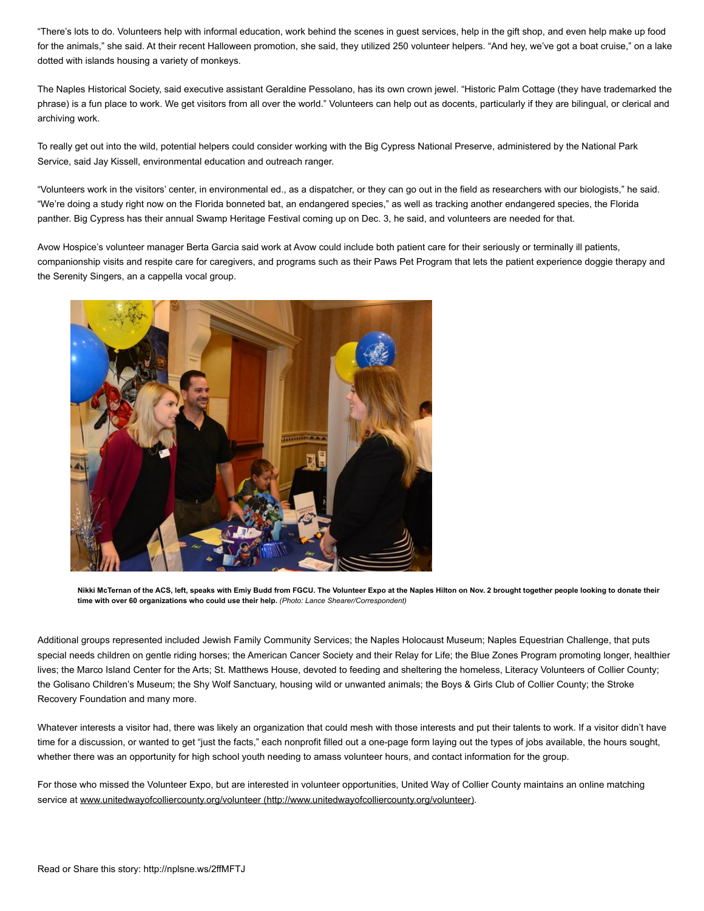"There's lots to do. Volunteers help with informal education, work behind the scenes in guest services, help in the gift shop, and even help make up food for the animals," she said. At their recent Halloween promotion, she said, they utilized 250 volunteer helpers. "And hey, we've got a boat cruise," on a lake dotted with islands housing a variety of monkeys.

The Naples Historical Society, said executive assistant Geraldine Pessolano, has its own crown jewel. "Historic Palm Cottage (they have trademarked the phrase) is a fun place to work. We get visitors from all over the world." Volunteers can help out as docents, particularly if they are bilingual, or clerical and archiving work.

To really get out into the wild, potential helpers could consider working with the Big Cypress National Preserve, administered by the National Park Service, said Jay Kissell, environmental education and outreach ranger.

"Volunteers work in the visitors' center, in environmental ed., as a dispatcher, or they can go out in the field as researchers with our biologists," he said. "We're doing a study right now on the Florida bonneted bat, an endangered species," as well as tracking another endangered species, the Florida panther. Big Cypress has their annual Swamp Heritage Festival coming up on Dec. 3, he said, and volunteers are needed for that.

Avow Hospice's volunteer manager Berta Garcia said work at Avow could include both patient care for their seriously or terminally ill patients, companionship visits and respite care for caregivers, and programs such as their Paws Pet Program that lets the patient experience doggie therapy and the Serenity Singers, an a cappella vocal group.

**Nikki McTernan of the ACS, left, speaks with Emiy Budd from FGCU. The Volunteer Expo at the Naples Hilton on Nov. 2 brought together people looking to donate their time with over 60 organizations who could use their help.** *(Photo: Lance Shearer/Correspondent)*

Additional groups represented included Jewish Family Community Services; the Naples Holocaust Museum; Naples Equestrian Challenge, that puts special needs children on gentle riding horses; the American Cancer Society and their Relay for Life; the Blue Zones Program promoting longer, healthier lives; the Marco Island Center for the Arts; St. Matthews House, devoted to feeding and sheltering the homeless, Literacy Volunteers of Collier County; the Golisano Children's Museum; the Shy Wolf Sanctuary, housing wild or unwanted animals; the Boys & Girls Club of Collier County; the Stroke Recovery Foundation and many more.

Whatever interests a visitor had, there was likely an organization that could mesh with those interests and put their talents to work. If a visitor didn't have time for a discussion, or wanted to get "just the facts," each nonprofit filled out a one-page form laying out the types of jobs available, the hours sought, whether there was an opportunity for high school youth needing to amass volunteer hours, and contact information for the group.

For those who missed the Volunteer Expo, but are interested in volunteer opportunities, United Way of Collier County maintains an online matching service at www.unitedwayofcolliercounty.org/volunteer (http://www.unitedwayofcolliercounty.org/volunteer).

Read or Share this story: http://nplsne.ws/2ffMFTJ